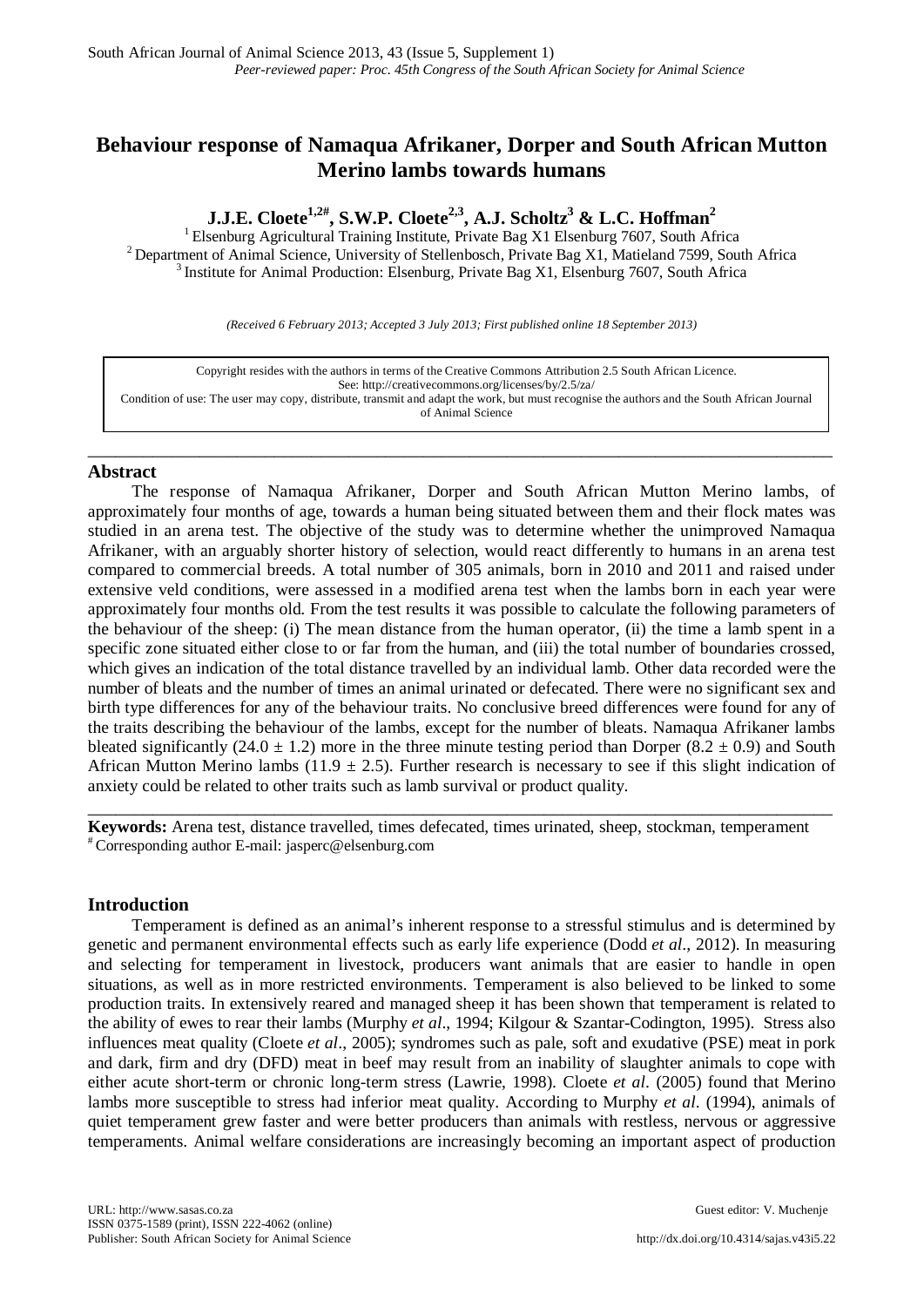# Behaviour response of Namaqua Afrikaner, Dorper and South African Mutton Merino lambs towards humans

**J.J.E. Cloete[1,2#], S.W.P. Cloete[2,3], A.J. Scholtz[3] & L.C. Hoffman[2]**

[1] Elsenburg Agricultural Training Institute, Private Bag X1 Elsenburg 7607, South Africa
[2] Department of Animal Science, University of Stellenbosch, Private Bag X1, Matieland 7599, South Africa
[3] Institute for Animal Production: Elsenburg, Private Bag X1, Elsenburg 7607, South Africa

*(Received 6 February 2013; Accepted 3 July 2013; First published online 18 September 2013)*

Copyright resides with the authors in terms of the Creative Commons Attribution 2.5 South African Licence.
See: http://creativecommons.org/licenses/by/2.5/za/
Condition of use: The user may copy, distribute, transmit and adapt the work, but must recognise the authors and the South African Journal of Animal Science

---

## Abstract

The response of Namaqua Afrikaner, Dorper and South African Mutton Merino lambs, of approximately four months of age, towards a human being situated between them and their flock mates was studied in an arena test. The objective of the study was to determine whether the unimproved Namaqua Afrikaner, with an arguably shorter history of selection, would react differently to humans in an arena test compared to commercial breeds. A total number of 305 animals, born in 2010 and 2011 and raised under extensive veld conditions, were assessed in a modified arena test when the lambs born in each year were approximately four months old. From the test results it was possible to calculate the following parameters of the behaviour of the sheep: (i) The mean distance from the human operator, (ii) the time a lamb spent in a specific zone situated either close to or far from the human, and (iii) the total number of boundaries crossed, which gives an indication of the total distance travelled by an individual lamb. Other data recorded were the number of bleats and the number of times an animal urinated or defecated. There were no significant sex and birth type differences for any of the behaviour traits. No conclusive breed differences were found for any of the traits describing the behaviour of the lambs, except for the number of bleats. Namaqua Afrikaner lambs bleated significantly (24.0 ± 1.2) more in the three minute testing period than Dorper (8.2 ± 0.9) and South African Mutton Merino lambs (11.9 ± 2.5). Further research is necessary to see if this slight indication of anxiety could be related to other traits such as lamb survival or product quality.

---

**Keywords:** Arena test, distance travelled, times defecated, times urinated, sheep, stockman, temperament

[#] Corresponding author E-mail: jasperc@elsenburg.com

## Introduction

Temperament is defined as an animal's inherent response to a stressful stimulus and is determined by genetic and permanent environmental effects such as early life experience (Dodd *et al*., 2012). In measuring and selecting for temperament in livestock, producers want animals that are easier to handle in open situations, as well as in more restricted environments. Temperament is also believed to be linked to some production traits. In extensively reared and managed sheep it has been shown that temperament is related to the ability of ewes to rear their lambs (Murphy *et al*., 1994; Kilgour & Szantar-Codington, 1995). Stress also influences meat quality (Cloete *et al*., 2005); syndromes such as pale, soft and exudative (PSE) meat in pork and dark, firm and dry (DFD) meat in beef may result from an inability of slaughter animals to cope with either acute short-term or chronic long-term stress (Lawrie, 1998). Cloete *et al*. (2005) found that Merino lambs more susceptible to stress had inferior meat quality. According to Murphy *et al*. (1994), animals of quiet temperament grew faster and were better producers than animals with restless, nervous or aggressive temperaments. Animal welfare considerations are increasingly becoming an important aspect of production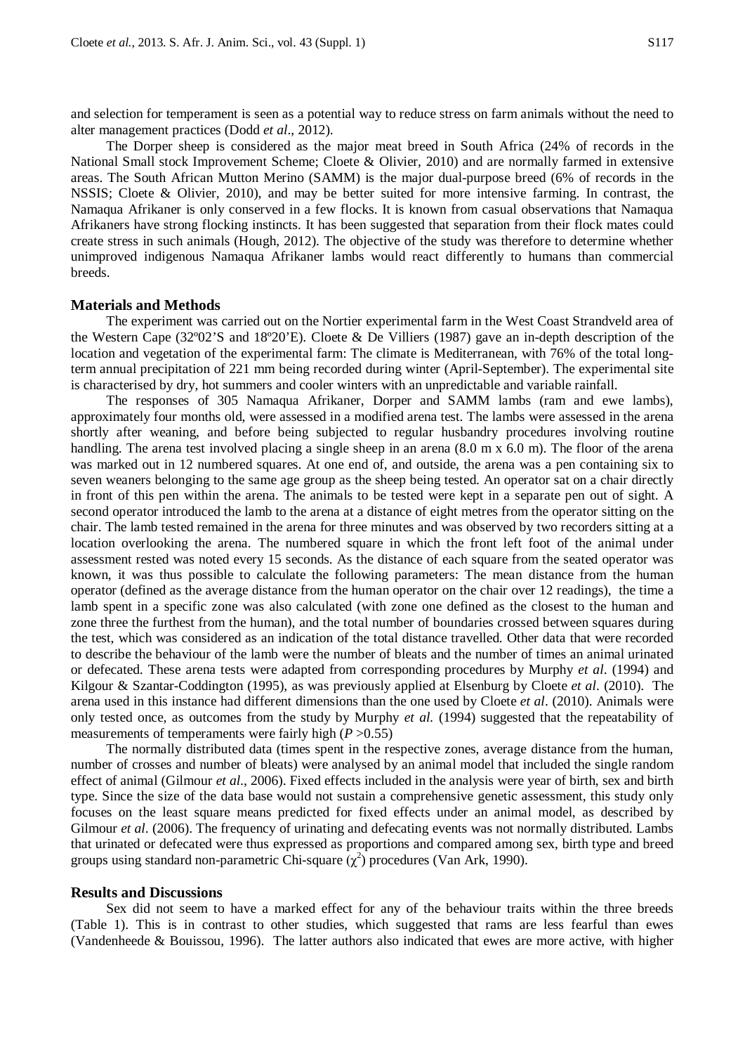and selection for temperament is seen as a potential way to reduce stress on farm animals without the need to alter management practices (Dodd *et al*., 2012).

The Dorper sheep is considered as the major meat breed in South Africa (24% of records in the National Small stock Improvement Scheme; Cloete & Olivier, 2010) and are normally farmed in extensive areas. The South African Mutton Merino (SAMM) is the major dual-purpose breed (6% of records in the NSSIS; Cloete & Olivier, 2010), and may be better suited for more intensive farming. In contrast, the Namaqua Afrikaner is only conserved in a few flocks. It is known from casual observations that Namaqua Afrikaners have strong flocking instincts. It has been suggested that separation from their flock mates could create stress in such animals (Hough, 2012). The objective of the study was therefore to determine whether unimproved indigenous Namaqua Afrikaner lambs would react differently to humans than commercial breeds.

## Materials and Methods

The experiment was carried out on the Nortier experimental farm in the West Coast Strandveld area of the Western Cape (32º02'S and 18º20'E). Cloete & De Villiers (1987) gave an in-depth description of the location and vegetation of the experimental farm: The climate is Mediterranean, with 76% of the total long-term annual precipitation of 221 mm being recorded during winter (April-September). The experimental site is characterised by dry, hot summers and cooler winters with an unpredictable and variable rainfall.

The responses of 305 Namaqua Afrikaner, Dorper and SAMM lambs (ram and ewe lambs), approximately four months old, were assessed in a modified arena test. The lambs were assessed in the arena shortly after weaning, and before being subjected to regular husbandry procedures involving routine handling. The arena test involved placing a single sheep in an arena (8.0 m x 6.0 m). The floor of the arena was marked out in 12 numbered squares. At one end of, and outside, the arena was a pen containing six to seven weaners belonging to the same age group as the sheep being tested. An operator sat on a chair directly in front of this pen within the arena. The animals to be tested were kept in a separate pen out of sight. A second operator introduced the lamb to the arena at a distance of eight metres from the operator sitting on the chair. The lamb tested remained in the arena for three minutes and was observed by two recorders sitting at a location overlooking the arena. The numbered square in which the front left foot of the animal under assessment rested was noted every 15 seconds. As the distance of each square from the seated operator was known, it was thus possible to calculate the following parameters: The mean distance from the human operator (defined as the average distance from the human operator on the chair over 12 readings), the time a lamb spent in a specific zone was also calculated (with zone one defined as the closest to the human and zone three the furthest from the human), and the total number of boundaries crossed between squares during the test, which was considered as an indication of the total distance travelled. Other data that were recorded to describe the behaviour of the lamb were the number of bleats and the number of times an animal urinated or defecated. These arena tests were adapted from corresponding procedures by Murphy *et al*. (1994) and Kilgour & Szantar-Coddington (1995), as was previously applied at Elsenburg by Cloete *et al*. (2010). The arena used in this instance had different dimensions than the one used by Cloete *et al*. (2010). Animals were only tested once, as outcomes from the study by Murphy *et al.* (1994) suggested that the repeatability of measurements of temperaments were fairly high ($P > 0.55$)

The normally distributed data (times spent in the respective zones, average distance from the human, number of crosses and number of bleats) were analysed by an animal model that included the single random effect of animal (Gilmour *et al*., 2006). Fixed effects included in the analysis were year of birth, sex and birth type. Since the size of the data base would not sustain a comprehensive genetic assessment, this study only focuses on the least square means predicted for fixed effects under an animal model, as described by Gilmour *et al*. (2006). The frequency of urinating and defecating events was not normally distributed. Lambs that urinated or defecated were thus expressed as proportions and compared among sex, birth type and breed groups using standard non-parametric Chi-square ($\chi^2$) procedures (Van Ark, 1990).

## Results and Discussions

Sex did not seem to have a marked effect for any of the behaviour traits within the three breeds (Table 1). This is in contrast to other studies, which suggested that rams are less fearful than ewes (Vandenheede & Bouissou, 1996). The latter authors also indicated that ewes are more active, with higher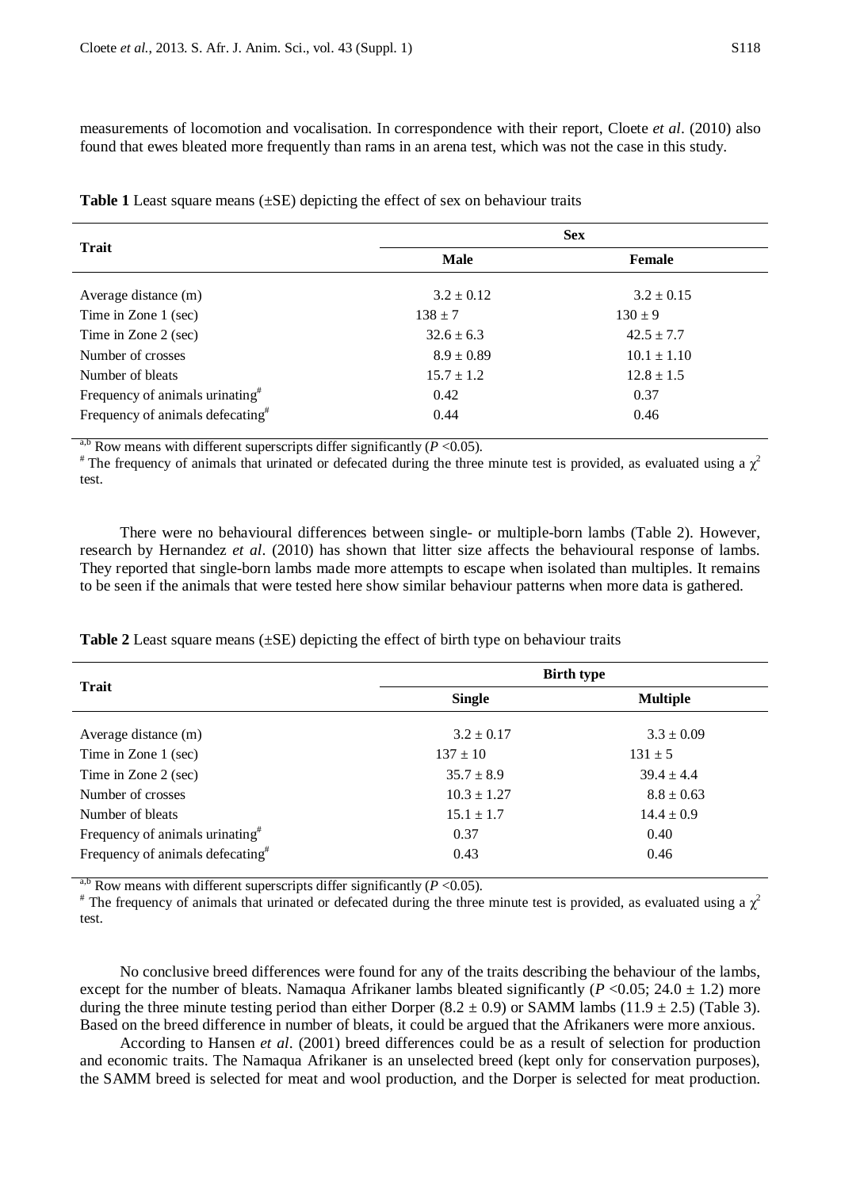measurements of locomotion and vocalisation. In correspondence with their report, Cloete *et al*. (2010) also found that ewes bleated more frequently than rams in an arena test, which was not the case in this study.

**Table 1** Least square means (±SE) depicting the effect of sex on behaviour traits

| Trait | Sex | |
|---|---|---|
| | **Male** | **Female** |
| Average distance (m) | 3.2 ± 0.12 | 3.2 ± 0.15 |
| Time in Zone 1 (sec) | 138 ± 7 | 130 ± 9 |
| Time in Zone 2 (sec) | 32.6 ± 6.3 | 42.5 ± 7.7 |
| Number of crosses | 8.9 ± 0.89 | 10.1 ± 1.10 |
| Number of bleats | 15.7 ± 1.2 | 12.8 ± 1.5 |
| Frequency of animals urinating# | 0.42 | 0.37 |
| Frequency of animals defecating# | 0.44 | 0.46 |

a,b Row means with different superscripts differ significantly ($P$ <0.05).
\# The frequency of animals that urinated or defecated during the three minute test is provided, as evaluated using a $\chi^2$ test.

There were no behavioural differences between single- or multiple-born lambs (Table 2). However, research by Hernandez *et al*. (2010) has shown that litter size affects the behavioural response of lambs. They reported that single-born lambs made more attempts to escape when isolated than multiples. It remains to be seen if the animals that were tested here show similar behaviour patterns when more data is gathered.

**Table 2** Least square means (±SE) depicting the effect of birth type on behaviour traits

| Trait | Birth type | |
|---|---|---|
| | **Single** | **Multiple** |
| Average distance (m) | 3.2 ± 0.17 | 3.3 ± 0.09 |
| Time in Zone 1 (sec) | 137 ± 10 | 131 ± 5 |
| Time in Zone 2 (sec) | 35.7 ± 8.9 | 39.4 ± 4.4 |
| Number of crosses | 10.3 ± 1.27 | 8.8 ± 0.63 |
| Number of bleats | 15.1 ± 1.7 | 14.4 ± 0.9 |
| Frequency of animals urinating# | 0.37 | 0.40 |
| Frequency of animals defecating# | 0.43 | 0.46 |

a,b Row means with different superscripts differ significantly ($P$ <0.05).
\# The frequency of animals that urinated or defecated during the three minute test is provided, as evaluated using a $\chi^2$ test.

No conclusive breed differences were found for any of the traits describing the behaviour of the lambs, except for the number of bleats. Namaqua Afrikaner lambs bleated significantly ($P$ <0.05; 24.0 ± 1.2) more during the three minute testing period than either Dorper (8.2 ± 0.9) or SAMM lambs (11.9 ± 2.5) (Table 3). Based on the breed difference in number of bleats, it could be argued that the Afrikaners were more anxious.

According to Hansen *et al*. (2001) breed differences could be as a result of selection for production and economic traits. The Namaqua Afrikaner is an unselected breed (kept only for conservation purposes), the SAMM breed is selected for meat and wool production, and the Dorper is selected for meat production.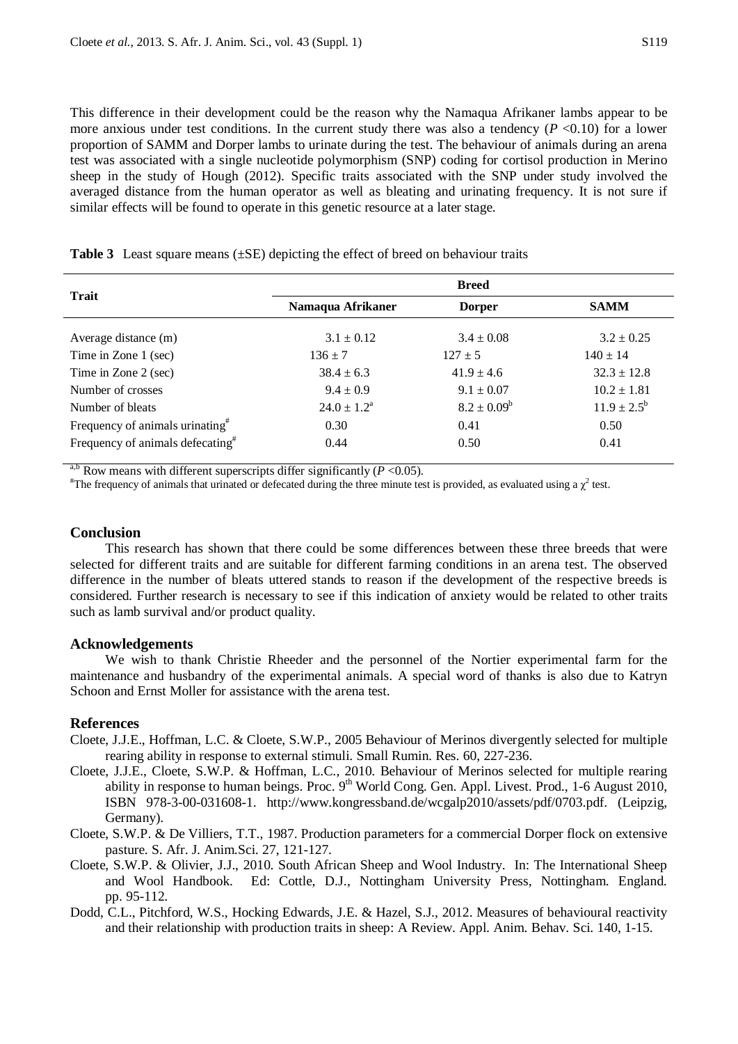This difference in their development could be the reason why the Namaqua Afrikaner lambs appear to be more anxious under test conditions. In the current study there was also a tendency ($P$ <0.10) for a lower proportion of SAMM and Dorper lambs to urinate during the test. The behaviour of animals during an arena test was associated with a single nucleotide polymorphism (SNP) coding for cortisol production in Merino sheep in the study of Hough (2012). Specific traits associated with the SNP under study involved the averaged distance from the human operator as well as bleating and urinating frequency. It is not sure if similar effects will be found to operate in this genetic resource at a later stage.

**Table 3** Least square means (±SE) depicting the effect of breed on behaviour traits

| Trait | Breed | | |
|---|---|---|---|
| | Namaqua Afrikaner | Dorper | SAMM |
| Average distance (m) | 3.1 ± 0.12 | 3.4 ± 0.08 | 3.2 ± 0.25 |
| Time in Zone 1 (sec) | 136 ± 7 | 127 ± 5 | 140 ± 14 |
| Time in Zone 2 (sec) | 38.4 ± 6.3 | 41.9 ± 4.6 | 32.3 ± 12.8 |
| Number of crosses | 9.4 ± 0.9 | 9.1 ± 0.07 | 10.2 ± 1.81 |
| Number of bleats | 24.0 ± 1.2[a] | 8.2 ± 0.09[b] | 11.9 ± 2.5[b] |
| Frequency of animals urinating[#] | 0.30 | 0.41 | 0.50 |
| Frequency of animals defecating[#] | 0.44 | 0.50 | 0.41 |

[a,b] Row means with different superscripts differ significantly ($P$ <0.05).
[#]The frequency of animals that urinated or defecated during the three minute test is provided, as evaluated using a $\chi^2$ test.

## Conclusion

This research has shown that there could be some differences between these three breeds that were selected for different traits and are suitable for different farming conditions in an arena test. The observed difference in the number of bleats uttered stands to reason if the development of the respective breeds is considered. Further research is necessary to see if this indication of anxiety would be related to other traits such as lamb survival and/or product quality.

## Acknowledgements

We wish to thank Christie Rheeder and the personnel of the Nortier experimental farm for the maintenance and husbandry of the experimental animals. A special word of thanks is also due to Katryn Schoon and Ernst Moller for assistance with the arena test.

## References

Cloete, J.J.E., Hoffman, L.C. & Cloete, S.W.P., 2005 Behaviour of Merinos divergently selected for multiple rearing ability in response to external stimuli. Small Rumin. Res. 60, 227-236.

Cloete, J.J.E., Cloete, S.W.P. & Hoffman, L.C., 2010. Behaviour of Merinos selected for multiple rearing ability in response to human beings. Proc. 9th World Cong. Gen. Appl. Livest. Prod., 1-6 August 2010, ISBN 978-3-00-031608-1. http://www.kongressband.de/wcgalp2010/assets/pdf/0703.pdf. (Leipzig, Germany).

Cloete, S.W.P. & De Villiers, T.T., 1987. Production parameters for a commercial Dorper flock on extensive pasture. S. Afr. J. Anim.Sci. 27, 121-127.

Cloete, S.W.P. & Olivier, J.J., 2010. South African Sheep and Wool Industry. In: The International Sheep and Wool Handbook. Ed: Cottle, D.J., Nottingham University Press, Nottingham. England. pp. 95-112.

Dodd, C.L., Pitchford, W.S., Hocking Edwards, J.E. & Hazel, S.J., 2012. Measures of behavioural reactivity and their relationship with production traits in sheep: A Review. Appl. Anim. Behav. Sci. 140, 1-15.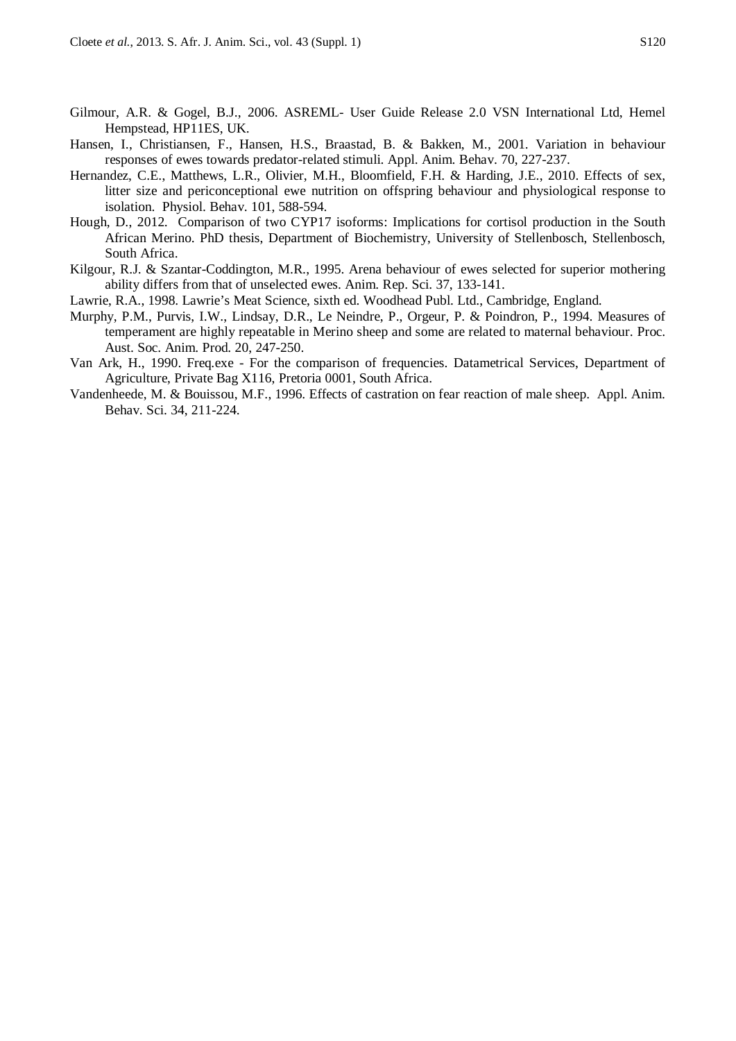Gilmour, A.R. & Gogel, B.J., 2006. ASREML- User Guide Release 2.0 VSN International Ltd, Hemel Hempstead, HP11ES, UK.

Hansen, I., Christiansen, F., Hansen, H.S., Braastad, B. & Bakken, M., 2001. Variation in behaviour responses of ewes towards predator-related stimuli. Appl. Anim. Behav. 70, 227-237.

Hernandez, C.E., Matthews, L.R., Olivier, M.H., Bloomfield, F.H. & Harding, J.E., 2010. Effects of sex, litter size and periconceptional ewe nutrition on offspring behaviour and physiological response to isolation. Physiol. Behav. 101, 588-594.

Hough, D., 2012. Comparison of two CYP17 isoforms: Implications for cortisol production in the South African Merino. PhD thesis, Department of Biochemistry, University of Stellenbosch, Stellenbosch, South Africa.

Kilgour, R.J. & Szantar-Coddington, M.R., 1995. Arena behaviour of ewes selected for superior mothering ability differs from that of unselected ewes. Anim. Rep. Sci. 37, 133-141.

Lawrie, R.A., 1998. Lawrie's Meat Science, sixth ed. Woodhead Publ. Ltd., Cambridge, England.

Murphy, P.M., Purvis, I.W., Lindsay, D.R., Le Neindre, P., Orgeur, P. & Poindron, P., 1994. Measures of temperament are highly repeatable in Merino sheep and some are related to maternal behaviour. Proc. Aust. Soc. Anim. Prod. 20, 247-250.

Van Ark, H., 1990. Freq.exe - For the comparison of frequencies. Datametrical Services, Department of Agriculture, Private Bag X116, Pretoria 0001, South Africa.

Vandenheede, M. & Bouissou, M.F., 1996. Effects of castration on fear reaction of male sheep. Appl. Anim. Behav. Sci. 34, 211-224.